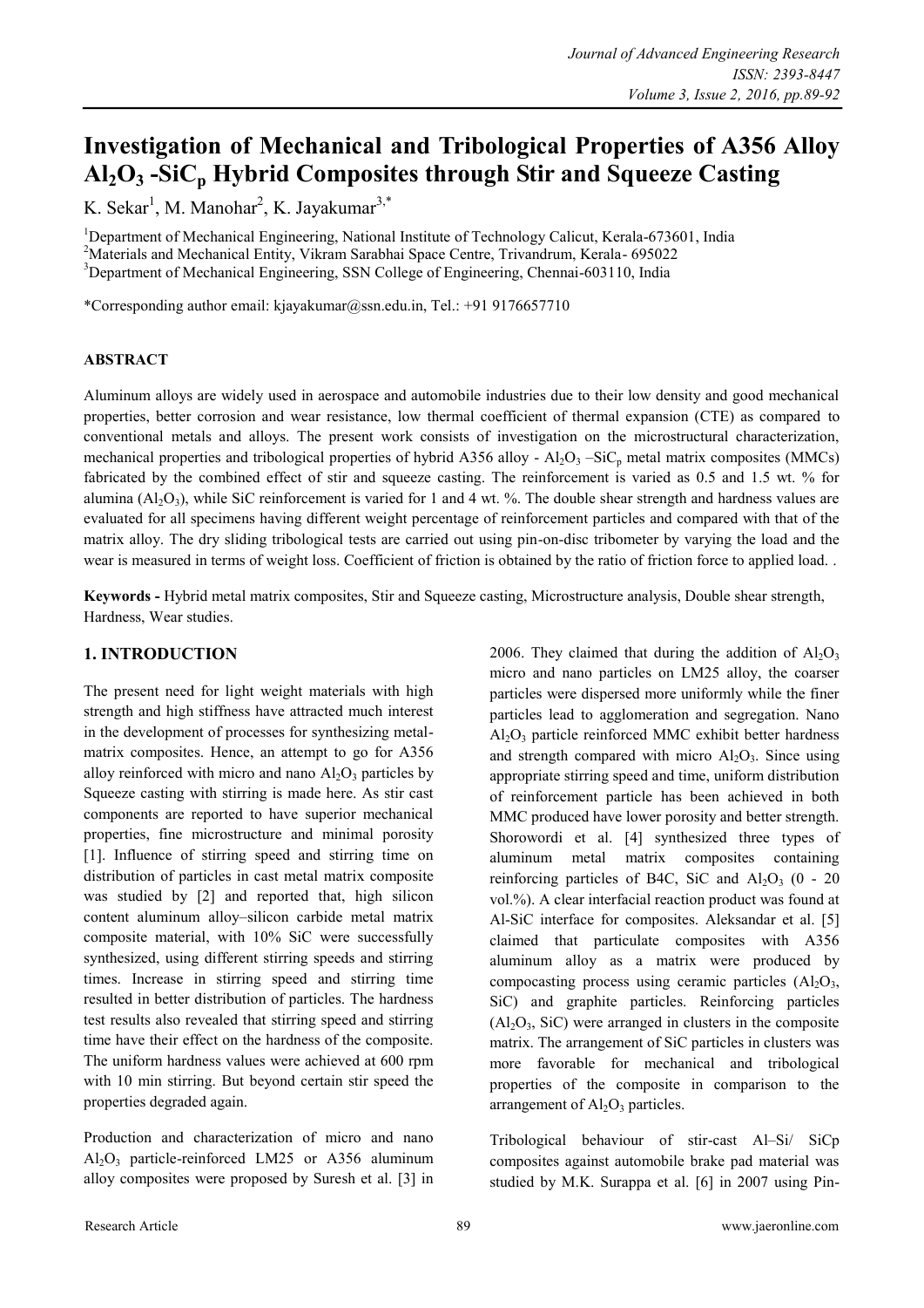# Investigation of Mechanical and Tribological Properties of A356 Alloy $Al_2O_3$ -$SiC_p$ Hybrid Composites through Stir and Squeeze Casting

K. Sekar[1], M. Manohar[2], K. Jayakumar[3,*]

[1]Department of Mechanical Engineering, National Institute of Technology Calicut, Kerala-673601, India
[2]Materials and Mechanical Entity, Vikram Sarabhai Space Centre, Trivandrum, Kerala- 695022
[3]Department of Mechanical Engineering, SSN College of Engineering, Chennai-603110, India

*Corresponding author email: kjayakumar@ssn.edu.in, Tel.: +91 9176657710

## ABSTRACT

Aluminum alloys are widely used in aerospace and automobile industries due to their low density and good mechanical properties, better corrosion and wear resistance, low thermal coefficient of thermal expansion (CTE) as compared to conventional metals and alloys. The present work consists of investigation on the microstructural characterization, mechanical properties and tribological properties of hybrid A356 alloy - $Al_2O_3$ –$SiC_p$ metal matrix composites (MMCs) fabricated by the combined effect of stir and squeeze casting. The reinforcement is varied as 0.5 and 1.5 wt. % for alumina ($Al_2O_3$), while SiC reinforcement is varied for 1 and 4 wt. %. The double shear strength and hardness values are evaluated for all specimens having different weight percentage of reinforcement particles and compared with that of the matrix alloy. The dry sliding tribological tests are carried out using pin-on-disc tribometer by varying the load and the wear is measured in terms of weight loss. Coefficient of friction is obtained by the ratio of friction force to applied load. .

**Keywords -** Hybrid metal matrix composites, Stir and Squeeze casting, Microstructure analysis, Double shear strength, Hardness, Wear studies.

## 1. INTRODUCTION

The present need for light weight materials with high strength and high stiffness have attracted much interest in the development of processes for synthesizing metal-matrix composites. Hence, an attempt to go for A356 alloy reinforced with micro and nano $Al_2O_3$ particles by Squeeze casting with stirring is made here. As stir cast components are reported to have superior mechanical properties, fine microstructure and minimal porosity [1]. Influence of stirring speed and stirring time on distribution of particles in cast metal matrix composite was studied by [2] and reported that, high silicon content aluminum alloy–silicon carbide metal matrix composite material, with 10% SiC were successfully synthesized, using different stirring speeds and stirring times. Increase in stirring speed and stirring time resulted in better distribution of particles. The hardness test results also revealed that stirring speed and stirring time have their effect on the hardness of the composite. The uniform hardness values were achieved at 600 rpm with 10 min stirring. But beyond certain stir speed the properties degraded again.

Production and characterization of micro and nano $Al_2O_3$ particle-reinforced LM25 or A356 aluminum alloy composites were proposed by Suresh et al. [3] in 2006. They claimed that during the addition of $Al_2O_3$ micro and nano particles on LM25 alloy, the coarser particles were dispersed more uniformly while the finer particles lead to agglomeration and segregation. Nano $Al_2O_3$ particle reinforced MMC exhibit better hardness and strength compared with micro $Al_2O_3$. Since using appropriate stirring speed and time, uniform distribution of reinforcement particle has been achieved in both MMC produced have lower porosity and better strength. Shorowordi et al. [4] synthesized three types of aluminum metal matrix composites containing reinforcing particles of B4C, SiC and $Al_2O_3$ (0 - 20 vol.%). A clear interfacial reaction product was found at Al-SiC interface for composites. Aleksandar et al. [5] claimed that particulate composites with A356 aluminum alloy as a matrix were produced by compocasting process using ceramic particles ($Al_2O_3$, SiC) and graphite particles. Reinforcing particles ($Al_2O_3$, SiC) were arranged in clusters in the composite matrix. The arrangement of SiC particles in clusters was more favorable for mechanical and tribological properties of the composite in comparison to the arrangement of $Al_2O_3$ particles.

Tribological behaviour of stir-cast Al–Si/ SiCp composites against automobile brake pad material was studied by M.K. Surappa et al. [6] in 2007 using Pin-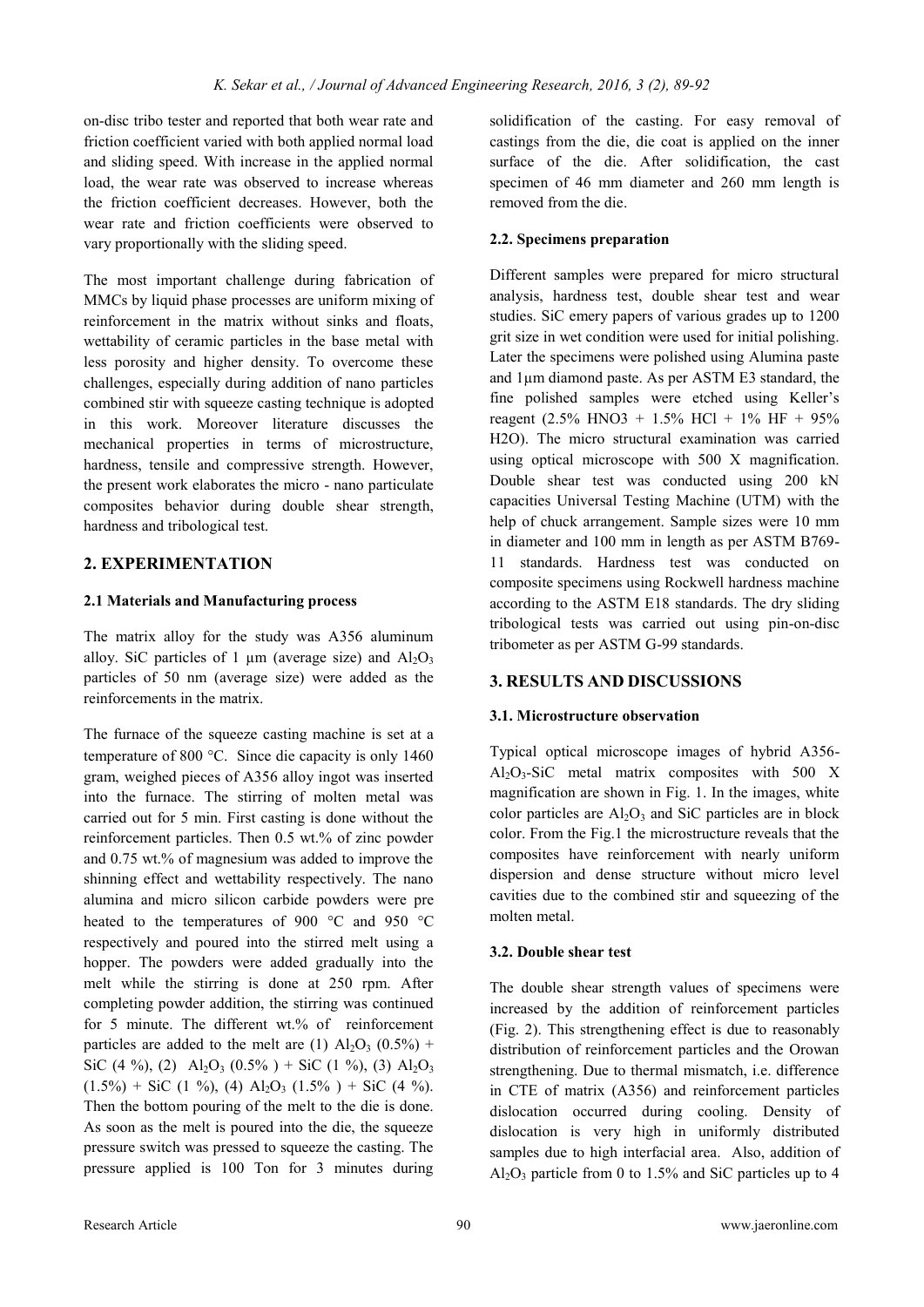on-disc tribo tester and reported that both wear rate and friction coefficient varied with both applied normal load and sliding speed. With increase in the applied normal load, the wear rate was observed to increase whereas the friction coefficient decreases. However, both the wear rate and friction coefficients were observed to vary proportionally with the sliding speed.

The most important challenge during fabrication of MMCs by liquid phase processes are uniform mixing of reinforcement in the matrix without sinks and floats, wettability of ceramic particles in the base metal with less porosity and higher density. To overcome these challenges, especially during addition of nano particles combined stir with squeeze casting technique is adopted in this work. Moreover literature discusses the mechanical properties in terms of microstructure, hardness, tensile and compressive strength. However, the present work elaborates the micro - nano particulate composites behavior during double shear strength, hardness and tribological test.

## 2. EXPERIMENTATION

### 2.1 Materials and Manufacturing process

The matrix alloy for the study was A356 aluminum alloy. SiC particles of 1 µm (average size) and $Al_2O_3$ particles of 50 nm (average size) were added as the reinforcements in the matrix.

The furnace of the squeeze casting machine is set at a temperature of 800 °C. Since die capacity is only 1460 gram, weighed pieces of A356 alloy ingot was inserted into the furnace. The stirring of molten metal was carried out for 5 min. First casting is done without the reinforcement particles. Then 0.5 wt.% of zinc powder and 0.75 wt.% of magnesium was added to improve the shinning effect and wettability respectively. The nano alumina and micro silicon carbide powders were pre heated to the temperatures of 900 °C and 950 °C respectively and poured into the stirred melt using a hopper. The powders were added gradually into the melt while the stirring is done at 250 rpm. After completing powder addition, the stirring was continued for 5 minute. The different wt.% of reinforcement particles are added to the melt are (1) $Al_2O_3$ (0.5%) + SiC (4 %), (2) $Al_2O_3$ (0.5% ) + SiC (1 %), (3) $Al_2O_3$ (1.5%) + SiC (1 %), (4) $Al_2O_3$ (1.5% ) + SiC (4 %). Then the bottom pouring of the melt to the die is done. As soon as the melt is poured into the die, the squeeze pressure switch was pressed to squeeze the casting. The pressure applied is 100 Ton for 3 minutes during solidification of the casting. For easy removal of castings from the die, die coat is applied on the inner surface of the die. After solidification, the cast specimen of 46 mm diameter and 260 mm length is removed from the die.

### 2.2. Specimens preparation

Different samples were prepared for micro structural analysis, hardness test, double shear test and wear studies. SiC emery papers of various grades up to 1200 grit size in wet condition were used for initial polishing. Later the specimens were polished using Alumina paste and 1µm diamond paste. As per ASTM E3 standard, the fine polished samples were etched using Keller's reagent (2.5% $HNO_3$ + 1.5% HCl + 1% HF + 95% $H_2O$). The micro structural examination was carried using optical microscope with 500 X magnification. Double shear test was conducted using 200 kN capacities Universal Testing Machine (UTM) with the help of chuck arrangement. Sample sizes were 10 mm in diameter and 100 mm in length as per ASTM B769-11 standards. Hardness test was conducted on composite specimens using Rockwell hardness machine according to the ASTM E18 standards. The dry sliding tribological tests was carried out using pin-on-disc tribometer as per ASTM G-99 standards.

## 3. RESULTS AND DISCUSSIONS

### 3.1. Microstructure observation

Typical optical microscope images of hybrid A356-$Al_2O_3$-SiC metal matrix composites with 500 X magnification are shown in Fig. 1. In the images, white color particles are $Al_2O_3$ and SiC particles are in block color. From the Fig.1 the microstructure reveals that the composites have reinforcement with nearly uniform dispersion and dense structure without micro level cavities due to the combined stir and squeezing of the molten metal.

### 3.2. Double shear test

The double shear strength values of specimens were increased by the addition of reinforcement particles (Fig. 2). This strengthening effect is due to reasonably distribution of reinforcement particles and the Orowan strengthening. Due to thermal mismatch, i.e. difference in CTE of matrix (A356) and reinforcement particles dislocation occurred during cooling. Density of dislocation is very high in uniformly distributed samples due to high interfacial area. Also, addition of $Al_2O_3$ particle from 0 to 1.5% and SiC particles up to 4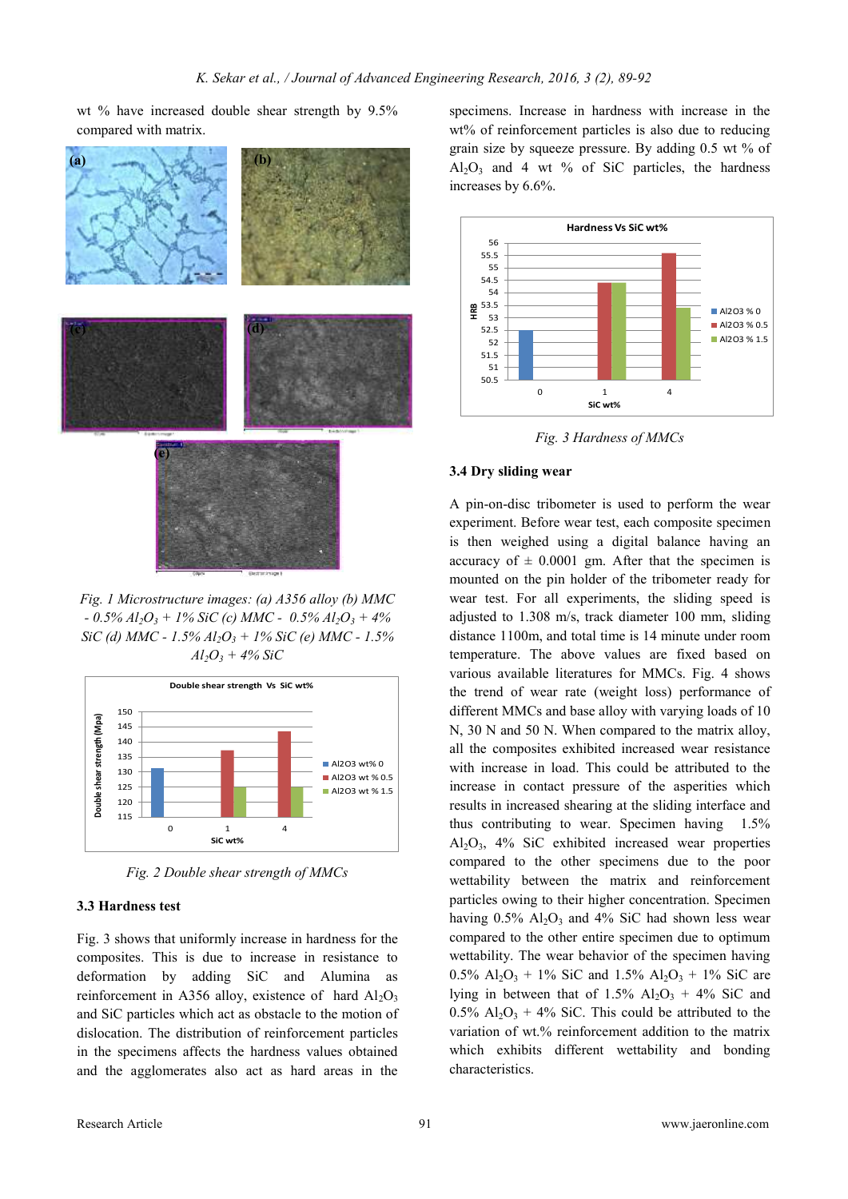wt % have increased double shear strength by 9.5% compared with matrix.

Fig. 1 Microstructure images: (a) A356 alloy (b) MMC - 0.5% $Al_2O_3$ + 1% SiC (c) MMC - 0.5% $Al_2O_3$ + 4% SiC (d) MMC - 1.5% $Al_2O_3$ + 1% SiC (e) MMC - 1.5% $Al_2O_3$ + 4% SiC

Fig. 2 Double shear strength of MMCs

### 3.3 Hardness test

Fig. 3 shows that uniformly increase in hardness for the composites. This is due to increase in resistance to deformation by adding SiC and Alumina as reinforcement in A356 alloy, existence of hard $Al_2O_3$ and SiC particles which act as obstacle to the motion of dislocation. The distribution of reinforcement particles in the specimens affects the hardness values obtained and the agglomerates also act as hard areas in the specimens. Increase in hardness with increase in the wt% of reinforcement particles is also due to reducing grain size by squeeze pressure. By adding 0.5 wt % of $Al_2O_3$ and 4 wt % of SiC particles, the hardness increases by 6.6%.

Fig. 3 Hardness of MMCs

### 3.4 Dry sliding wear

A pin-on-disc tribometer is used to perform the wear experiment. Before wear test, each composite specimen is then weighed using a digital balance having an accuracy of ± 0.0001 gm. After that the specimen is mounted on the pin holder of the tribometer ready for wear test. For all experiments, the sliding speed is adjusted to 1.308 m/s, track diameter 100 mm, sliding distance 1100m, and total time is 14 minute under room temperature. The above values are fixed based on various available literatures for MMCs. Fig. 4 shows the trend of wear rate (weight loss) performance of different MMCs and base alloy with varying loads of 10 N, 30 N and 50 N. When compared to the matrix alloy, all the composites exhibited increased wear resistance with increase in load. This could be attributed to the increase in contact pressure of the asperities which results in increased shearing at the sliding interface and thus contributing to wear. Specimen having 1.5% $Al_2O_3$, 4% SiC exhibited increased wear properties compared to the other specimens due to the poor wettability between the matrix and reinforcement particles owing to their higher concentration. Specimen having 0.5% $Al_2O_3$ and 4% SiC had shown less wear compared to the other entire specimen due to optimum wettability. The wear behavior of the specimen having 0.5% $Al_2O_3$ + 1% SiC and 1.5% $Al_2O_3$ + 1% SiC are lying in between that of 1.5% $Al_2O_3$ + 4% SiC and 0.5% $Al_2O_3$ + 4% SiC. This could be attributed to the variation of wt.% reinforcement addition to the matrix which exhibits different wettability and bonding characteristics.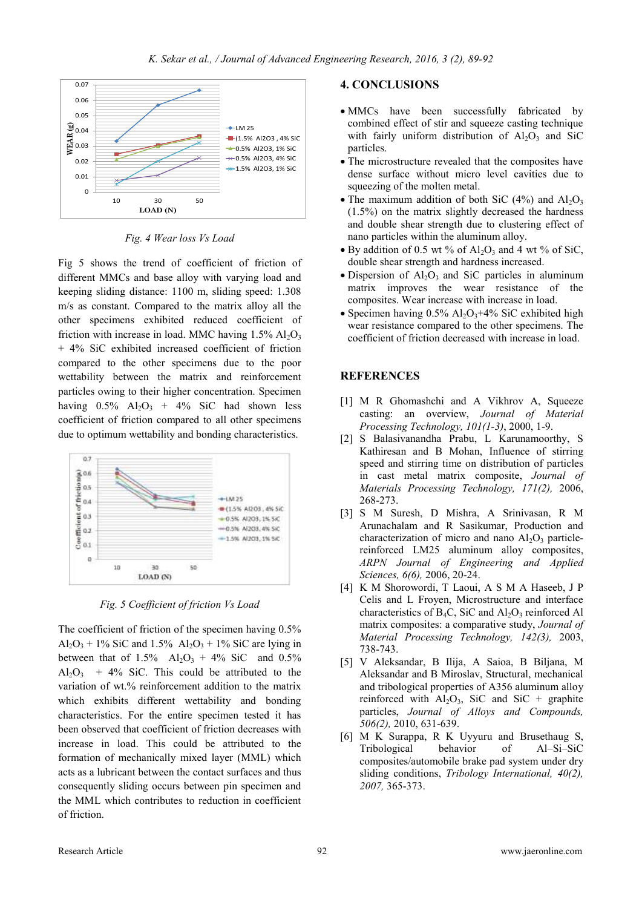0.07
0.06
0.05
0.04
0.03
0.02
0.01
0
WEAR (g)
10 30 50
LOAD (N)
LM 25
(1.5% Al2O3 , 4% SiC
0.5% Al2O3, 1% SiC
0.5% Al2O3, 4% SiC
1.5% Al2O3, 1% SiC

*Fig. 4 Wear loss Vs Load*

Fig 5 shows the trend of coefficient of friction of different MMCs and base alloy with varying load and keeping sliding distance: 1100 m, sliding speed: 1.308 m/s as constant. Compared to the matrix alloy all the other specimens exhibited reduced coefficient of friction with increase in load. MMC having 1.5% $Al_2O_3$ + 4% SiC exhibited increased coefficient of friction compared to the other specimens due to the poor wettability between the matrix and reinforcement particles owing to their higher concentration. Specimen having 0.5% $Al_2O_3$ + 4% SiC had shown less coefficient of friction compared to all other specimens due to optimum wettability and bonding characteristics.

0.7
0.6
0.5
0.4
0.3
0.2
0.1
0
Coefficient of friction(µ)
10 30 50
LOAD (N)
LM 25
(1.5% Al2O3 , 4% SiC
0.5% Al2O3, 1% SiC
0.5% Al2O3, 4% SiC
1.5% Al2O3, 1% SiC

*Fig. 5 Coefficient of friction Vs Load*

The coefficient of friction of the specimen having 0.5% $Al_2O_3$ + 1% SiC and 1.5% $Al_2O_3$ + 1% SiC are lying in between that of 1.5% $Al_2O_3$ + 4% SiC and 0.5% $Al_2O_3$ + 4% SiC. This could be attributed to the variation of wt.% reinforcement addition to the matrix which exhibits different wettability and bonding characteristics. For the entire specimen tested it has been observed that coefficient of friction decreases with increase in load. This could be attributed to the formation of mechanically mixed layer (MML) which acts as a lubricant between the contact surfaces and thus consequently sliding occurs between pin specimen and the MML which contributes to reduction in coefficient of friction.

## 4. CONCLUSIONS

- MMCs have been successfully fabricated by combined effect of stir and squeeze casting technique with fairly uniform distribution of $Al_2O_3$ and SiC particles.
- The microstructure revealed that the composites have dense surface without micro level cavities due to squeezing of the molten metal.
- The maximum addition of both SiC (4%) and $Al_2O_3$ (1.5%) on the matrix slightly decreased the hardness and double shear strength due to clustering effect of nano particles within the aluminum alloy.
- By addition of 0.5 wt % of $Al_2O_3$ and 4 wt % of SiC, double shear strength and hardness increased.
- Dispersion of $Al_2O_3$ and SiC particles in aluminum matrix improves the wear resistance of the composites. Wear increase with increase in load.
- Specimen having 0.5% $Al_2O_3$+4% SiC exhibited high wear resistance compared to the other specimens. The coefficient of friction decreased with increase in load.

## REFERENCES

[1] M R Ghomashchi and A Vikhrov A, Squeeze casting: an overview, *Journal of Material Processing Technology, 101(1-3)*, 2000, 1-9.

[2] S Balasivanandha Prabu, L Karunamoorthy, S Kathiresan and B Mohan, Influence of stirring speed and stirring time on distribution of particles in cast metal matrix composite, *Journal of Materials Processing Technology, 171(2)*, 2006, 268-273.

[3] S M Suresh, D Mishra, A Srinivasan, R M Arunachalam and R Sasikumar, Production and characterization of micro and nano $Al_2O_3$ particle-reinforced LM25 aluminum alloy composites, *ARPN Journal of Engineering and Applied Sciences, 6(6),* 2006, 20-24.

[4] K M Shorowordi, T Laoui, A S M A Haseeb, J P Celis and L Froyen, Microstructure and interface characteristics of $B_4C$, SiC and $Al_2O_3$ reinforced Al matrix composites: a comparative study, *Journal of Material Processing Technology, 142(3),* 2003, 738-743.

[5] V Aleksandar, B Ilija, A Saioa, B Biljana, M Aleksandar and B Miroslav, Structural, mechanical and tribological properties of A356 aluminum alloy reinforced with $Al_2O_3$, SiC and SiC + graphite particles, *Journal of Alloys and Compounds, 506(2),* 2010, 631-639.

[6] M K Surappa, R K Uyyuru and Brusethaug S, Tribological behavior of Al–Si–SiC composites/automobile brake pad system under dry sliding conditions, *Tribology International, 40(2), 2007,* 365-373.